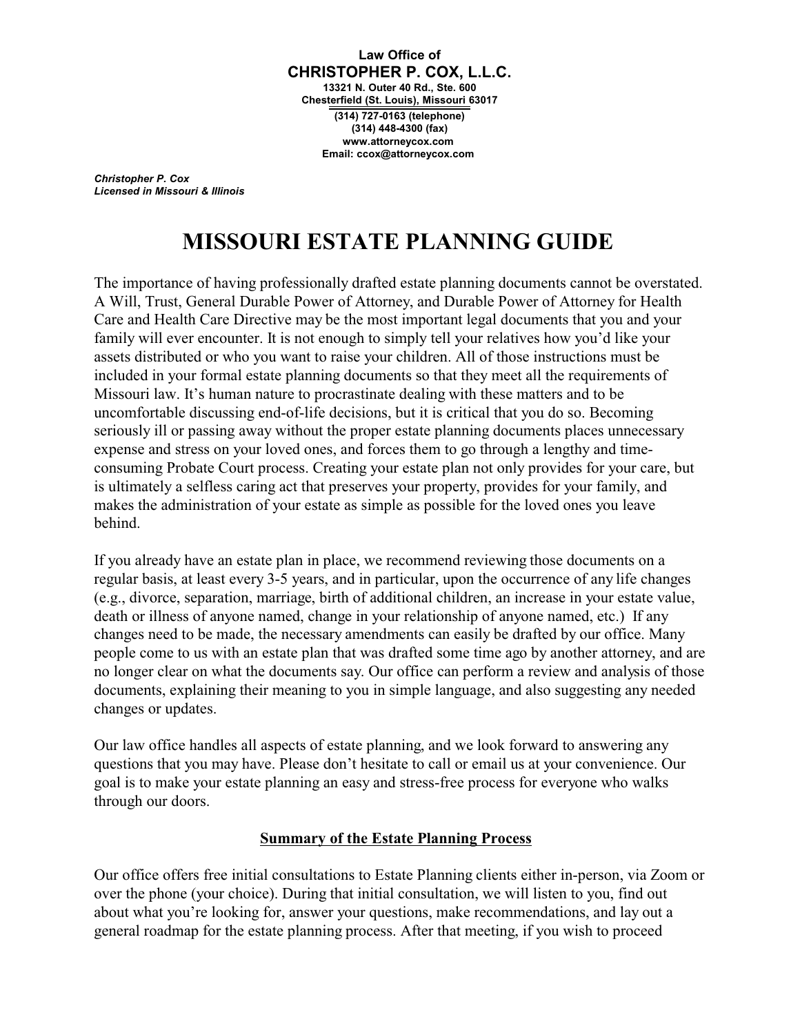**Law Office of**
**CHRISTOPHER P. COX, L.L.C.**
**13321 N. Outer 40 Rd., Ste. 600**
**Chesterfield (St. Louis), Missouri 63017**
**(314) 727-0163 (telephone)**
**(314) 448-4300 (fax)**
**www.attorneycox.com**
**Email: ccox@attorneycox.com**

***Christopher P. Cox***
***Licensed in Missouri & Illinois***

# MISSOURI ESTATE PLANNING GUIDE

The importance of having professionally drafted estate planning documents cannot be overstated. A Will, Trust, General Durable Power of Attorney, and Durable Power of Attorney for Health Care and Health Care Directive may be the most important legal documents that you and your family will ever encounter. It is not enough to simply tell your relatives how you'd like your assets distributed or who you want to raise your children. All of those instructions must be included in your formal estate planning documents so that they meet all the requirements of Missouri law. It's human nature to procrastinate dealing with these matters and to be uncomfortable discussing end-of-life decisions, but it is critical that you do so. Becoming seriously ill or passing away without the proper estate planning documents places unnecessary expense and stress on your loved ones, and forces them to go through a lengthy and time-consuming Probate Court process. Creating your estate plan not only provides for your care, but is ultimately a selfless caring act that preserves your property, provides for your family, and makes the administration of your estate as simple as possible for the loved ones you leave behind.

If you already have an estate plan in place, we recommend reviewing those documents on a regular basis, at least every 3-5 years, and in particular, upon the occurrence of any life changes (e.g., divorce, separation, marriage, birth of additional children, an increase in your estate value, death or illness of anyone named, change in your relationship of anyone named, etc.) If any changes need to be made, the necessary amendments can easily be drafted by our office. Many people come to us with an estate plan that was drafted some time ago by another attorney, and are no longer clear on what the documents say. Our office can perform a review and analysis of those documents, explaining their meaning to you in simple language, and also suggesting any needed changes or updates.

Our law office handles all aspects of estate planning, and we look forward to answering any questions that you may have. Please don't hesitate to call or email us at your convenience. Our goal is to make your estate planning an easy and stress-free process for everyone who walks through our doors.

## Summary of the Estate Planning Process

Our office offers free initial consultations to Estate Planning clients either in-person, via Zoom or over the phone (your choice). During that initial consultation, we will listen to you, find out about what you're looking for, answer your questions, make recommendations, and lay out a general roadmap for the estate planning process. After that meeting, if you wish to proceed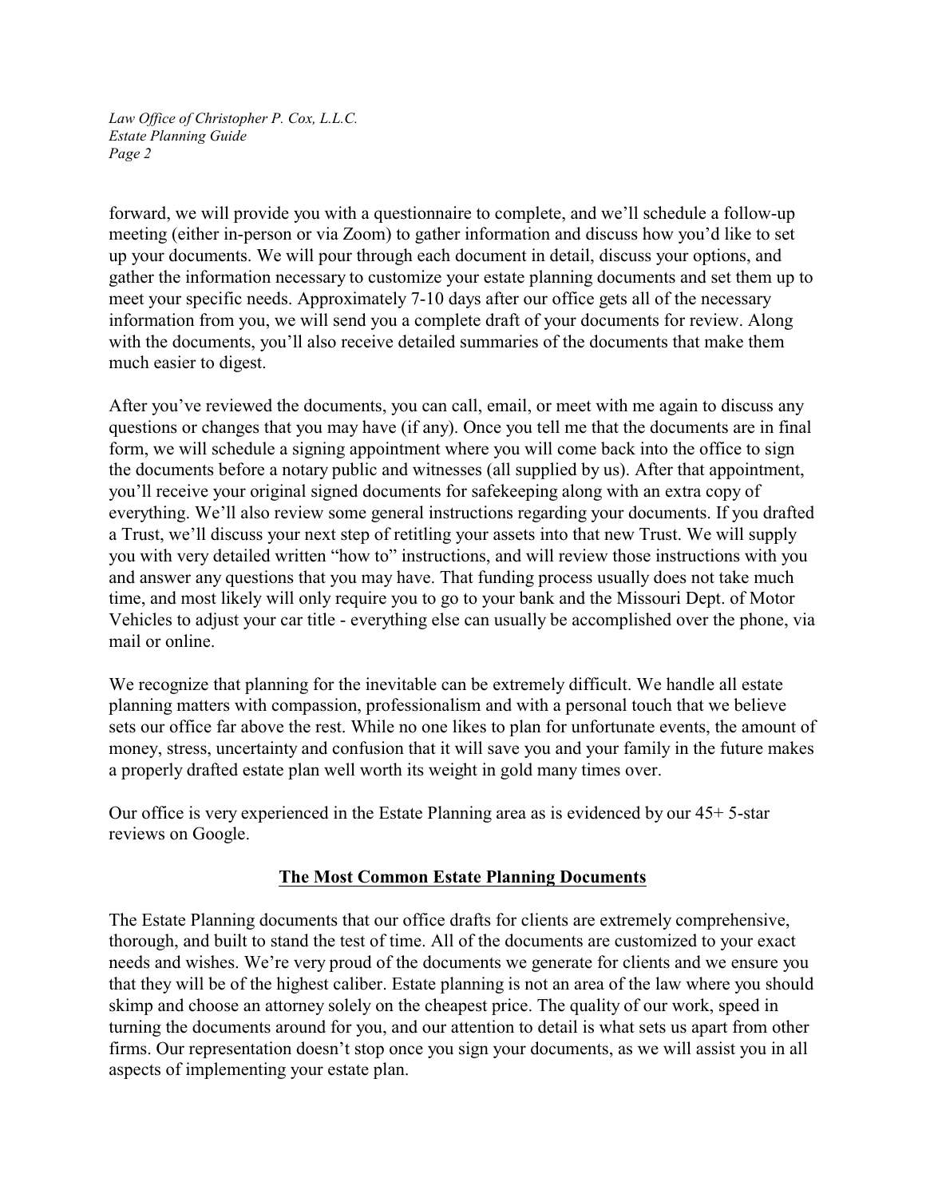forward, we will provide you with a questionnaire to complete, and we'll schedule a follow-up meeting (either in-person or via Zoom) to gather information and discuss how you'd like to set up your documents. We will pour through each document in detail, discuss your options, and gather the information necessary to customize your estate planning documents and set them up to meet your specific needs. Approximately 7-10 days after our office gets all of the necessary information from you, we will send you a complete draft of your documents for review. Along with the documents, you'll also receive detailed summaries of the documents that make them much easier to digest.

After you've reviewed the documents, you can call, email, or meet with me again to discuss any questions or changes that you may have (if any). Once you tell me that the documents are in final form, we will schedule a signing appointment where you will come back into the office to sign the documents before a notary public and witnesses (all supplied by us). After that appointment, you'll receive your original signed documents for safekeeping along with an extra copy of everything. We'll also review some general instructions regarding your documents. If you drafted a Trust, we'll discuss your next step of retitling your assets into that new Trust. We will supply you with very detailed written "how to" instructions, and will review those instructions with you and answer any questions that you may have. That funding process usually does not take much time, and most likely will only require you to go to your bank and the Missouri Dept. of Motor Vehicles to adjust your car title - everything else can usually be accomplished over the phone, via mail or online.

We recognize that planning for the inevitable can be extremely difficult. We handle all estate planning matters with compassion, professionalism and with a personal touch that we believe sets our office far above the rest. While no one likes to plan for unfortunate events, the amount of money, stress, uncertainty and confusion that it will save you and your family in the future makes a properly drafted estate plan well worth its weight in gold many times over.

Our office is very experienced in the Estate Planning area as is evidenced by our 45+ 5-star reviews on Google.

## The Most Common Estate Planning Documents

The Estate Planning documents that our office drafts for clients are extremely comprehensive, thorough, and built to stand the test of time. All of the documents are customized to your exact needs and wishes. We're very proud of the documents we generate for clients and we ensure you that they will be of the highest caliber. Estate planning is not an area of the law where you should skimp and choose an attorney solely on the cheapest price. The quality of our work, speed in turning the documents around for you, and our attention to detail is what sets us apart from other firms. Our representation doesn't stop once you sign your documents, as we will assist you in all aspects of implementing your estate plan.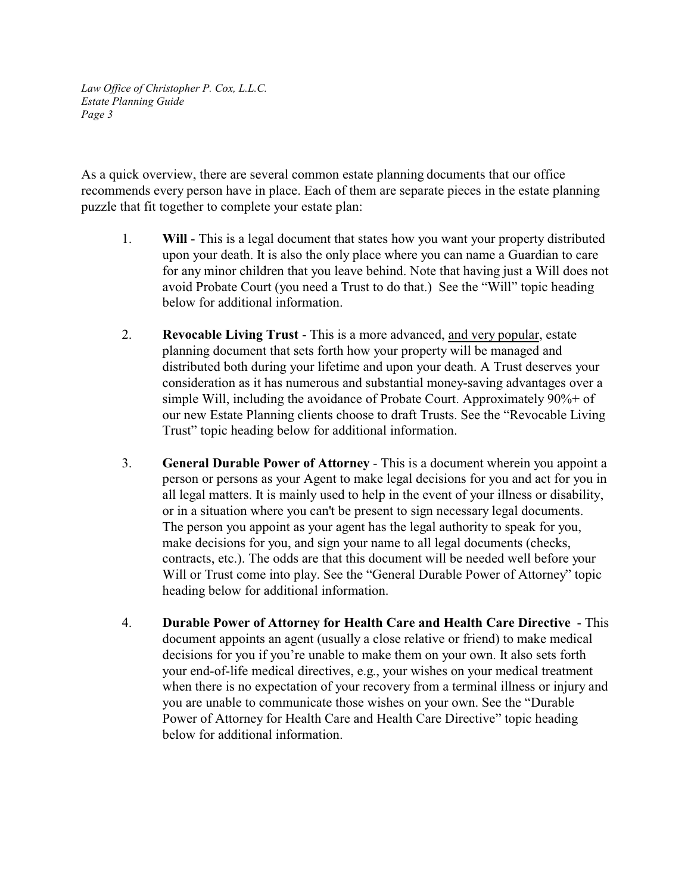As a quick overview, there are several common estate planning documents that our office recommends every person have in place. Each of them are separate pieces in the estate planning puzzle that fit together to complete your estate plan:

1. **Will** - This is a legal document that states how you want your property distributed upon your death. It is also the only place where you can name a Guardian to care for any minor children that you leave behind. Note that having just a Will does not avoid Probate Court (you need a Trust to do that.) See the "Will" topic heading below for additional information.

2. **Revocable Living Trust** - This is a more advanced, <u>and very popular</u>, estate planning document that sets forth how your property will be managed and distributed both during your lifetime and upon your death. A Trust deserves your consideration as it has numerous and substantial money-saving advantages over a simple Will, including the avoidance of Probate Court. Approximately 90%+ of our new Estate Planning clients choose to draft Trusts. See the "Revocable Living Trust" topic heading below for additional information.

3. **General Durable Power of Attorney** - This is a document wherein you appoint a person or persons as your Agent to make legal decisions for you and act for you in all legal matters. It is mainly used to help in the event of your illness or disability, or in a situation where you can't be present to sign necessary legal documents. The person you appoint as your agent has the legal authority to speak for you, make decisions for you, and sign your name to all legal documents (checks, contracts, etc.). The odds are that this document will be needed well before your Will or Trust come into play. See the "General Durable Power of Attorney" topic heading below for additional information.

4. **Durable Power of Attorney for Health Care and Health Care Directive** - This document appoints an agent (usually a close relative or friend) to make medical decisions for you if you're unable to make them on your own. It also sets forth your end-of-life medical directives, e.g., your wishes on your medical treatment when there is no expectation of your recovery from a terminal illness or injury and you are unable to communicate those wishes on your own. See the "Durable Power of Attorney for Health Care and Health Care Directive" topic heading below for additional information.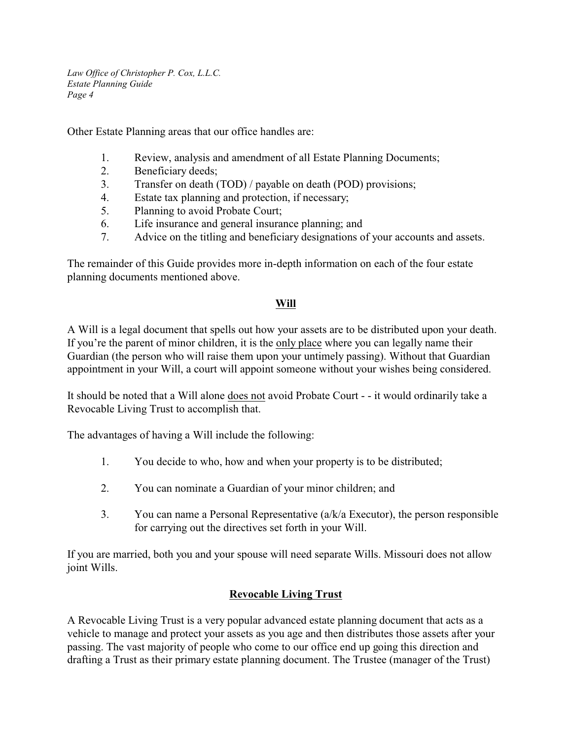Other Estate Planning areas that our office handles are:

1. Review, analysis and amendment of all Estate Planning Documents;
2. Beneficiary deeds;
3. Transfer on death (TOD) / payable on death (POD) provisions;
4. Estate tax planning and protection, if necessary;
5. Planning to avoid Probate Court;
6. Life insurance and general insurance planning; and
7. Advice on the titling and beneficiary designations of your accounts and assets.

The remainder of this Guide provides more in-depth information on each of the four estate planning documents mentioned above.

## Will

A Will is a legal document that spells out how your assets are to be distributed upon your death. If you're the parent of minor children, it is the <u>only place</u> where you can legally name their Guardian (the person who will raise them upon your untimely passing). Without that Guardian appointment in your Will, a court will appoint someone without your wishes being considered.

It should be noted that a Will alone <u>does not</u> avoid Probate Court - - it would ordinarily take a Revocable Living Trust to accomplish that.

The advantages of having a Will include the following:

1. You decide to who, how and when your property is to be distributed;

2. You can nominate a Guardian of your minor children; and

3. You can name a Personal Representative (a/k/a Executor), the person responsible for carrying out the directives set forth in your Will.

If you are married, both you and your spouse will need separate Wills. Missouri does not allow joint Wills.

## Revocable Living Trust

A Revocable Living Trust is a very popular advanced estate planning document that acts as a vehicle to manage and protect your assets as you age and then distributes those assets after your passing. The vast majority of people who come to our office end up going this direction and drafting a Trust as their primary estate planning document. The Trustee (manager of the Trust)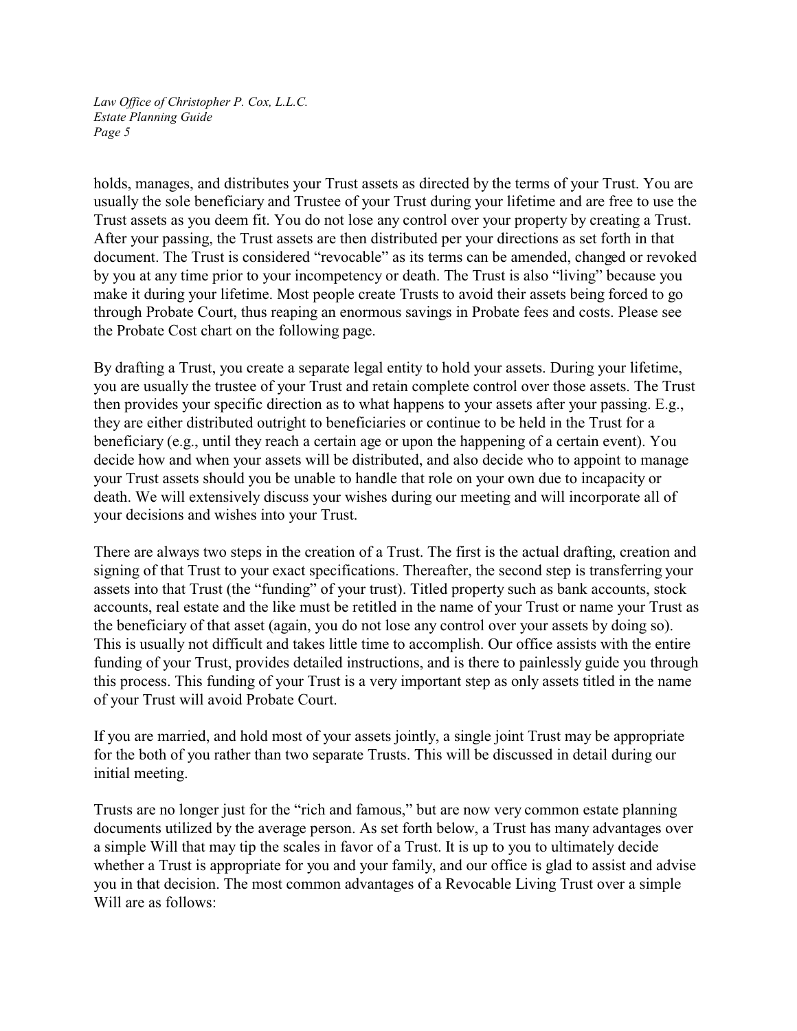holds, manages, and distributes your Trust assets as directed by the terms of your Trust. You are usually the sole beneficiary and Trustee of your Trust during your lifetime and are free to use the Trust assets as you deem fit. You do not lose any control over your property by creating a Trust. After your passing, the Trust assets are then distributed per your directions as set forth in that document. The Trust is considered "revocable" as its terms can be amended, changed or revoked by you at any time prior to your incompetency or death. The Trust is also "living" because you make it during your lifetime. Most people create Trusts to avoid their assets being forced to go through Probate Court, thus reaping an enormous savings in Probate fees and costs. Please see the Probate Cost chart on the following page.

By drafting a Trust, you create a separate legal entity to hold your assets. During your lifetime, you are usually the trustee of your Trust and retain complete control over those assets. The Trust then provides your specific direction as to what happens to your assets after your passing. E.g., they are either distributed outright to beneficiaries or continue to be held in the Trust for a beneficiary (e.g., until they reach a certain age or upon the happening of a certain event). You decide how and when your assets will be distributed, and also decide who to appoint to manage your Trust assets should you be unable to handle that role on your own due to incapacity or death. We will extensively discuss your wishes during our meeting and will incorporate all of your decisions and wishes into your Trust.

There are always two steps in the creation of a Trust. The first is the actual drafting, creation and signing of that Trust to your exact specifications. Thereafter, the second step is transferring your assets into that Trust (the "funding" of your trust). Titled property such as bank accounts, stock accounts, real estate and the like must be retitled in the name of your Trust or name your Trust as the beneficiary of that asset (again, you do not lose any control over your assets by doing so). This is usually not difficult and takes little time to accomplish. Our office assists with the entire funding of your Trust, provides detailed instructions, and is there to painlessly guide you through this process. This funding of your Trust is a very important step as only assets titled in the name of your Trust will avoid Probate Court.

If you are married, and hold most of your assets jointly, a single joint Trust may be appropriate for the both of you rather than two separate Trusts. This will be discussed in detail during our initial meeting.

Trusts are no longer just for the "rich and famous," but are now very common estate planning documents utilized by the average person. As set forth below, a Trust has many advantages over a simple Will that may tip the scales in favor of a Trust. It is up to you to ultimately decide whether a Trust is appropriate for you and your family, and our office is glad to assist and advise you in that decision. The most common advantages of a Revocable Living Trust over a simple Will are as follows: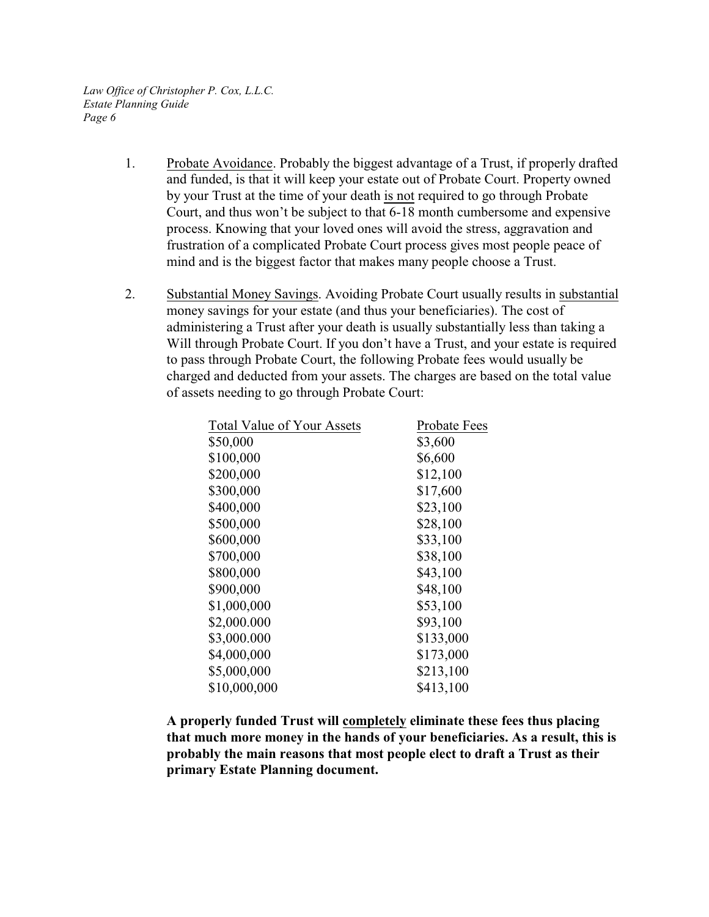1. Probate Avoidance. Probably the biggest advantage of a Trust, if properly drafted and funded, is that it will keep your estate out of Probate Court. Property owned by your Trust at the time of your death is not required to go through Probate Court, and thus won't be subject to that 6-18 month cumbersome and expensive process. Knowing that your loved ones will avoid the stress, aggravation and frustration of a complicated Probate Court process gives most people peace of mind and is the biggest factor that makes many people choose a Trust.

2. Substantial Money Savings. Avoiding Probate Court usually results in substantial money savings for your estate (and thus your beneficiaries). The cost of administering a Trust after your death is usually substantially less than taking a Will through Probate Court. If you don't have a Trust, and your estate is required to pass through Probate Court, the following Probate fees would usually be charged and deducted from your assets. The charges are based on the total value of assets needing to go through Probate Court:

| Total Value of Your Assets | Probate Fees |
|---|---|
| $50,000 | $3,600 |
| $100,000 | $6,600 |
| $200,000 | $12,100 |
| $300,000 | $17,600 |
| $400,000 | $23,100 |
| $500,000 | $28,100 |
| $600,000 | $33,100 |
| $700,000 | $38,100 |
| $800,000 | $43,100 |
| $900,000 | $48,100 |
| $1,000,000 | $53,100 |
| $2,000.000 | $93,100 |
| $3,000.000 | $133,000 |
| $4,000,000 | $173,000 |
| $5,000,000 | $213,100 |
| $10,000,000 | $413,100 |

**A properly funded Trust will completely eliminate these fees thus placing that much more money in the hands of your beneficiaries. As a result, this is probably the main reasons that most people elect to draft a Trust as their primary Estate Planning document.**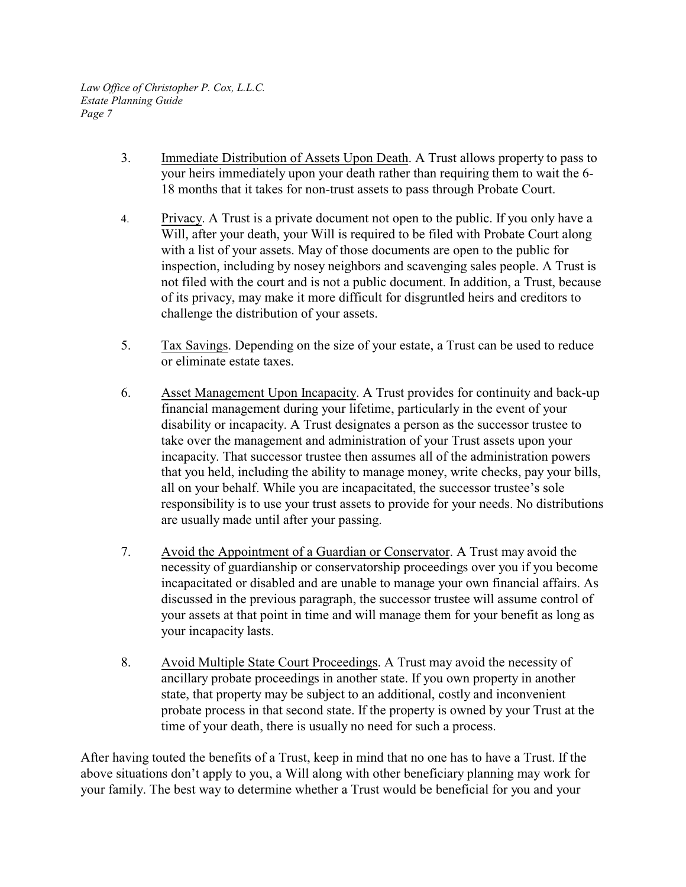3. <u>Immediate Distribution of Assets Upon Death</u>. A Trust allows property to pass to your heirs immediately upon your death rather than requiring them to wait the 6-18 months that it takes for non-trust assets to pass through Probate Court.

4. <u>Privacy</u>. A Trust is a private document not open to the public. If you only have a Will, after your death, your Will is required to be filed with Probate Court along with a list of your assets. May of those documents are open to the public for inspection, including by nosey neighbors and scavenging sales people. A Trust is not filed with the court and is not a public document. In addition, a Trust, because of its privacy, may make it more difficult for disgruntled heirs and creditors to challenge the distribution of your assets.

5. <u>Tax Savings</u>. Depending on the size of your estate, a Trust can be used to reduce or eliminate estate taxes.

6. <u>Asset Management Upon Incapacity</u>. A Trust provides for continuity and back-up financial management during your lifetime, particularly in the event of your disability or incapacity. A Trust designates a person as the successor trustee to take over the management and administration of your Trust assets upon your incapacity. That successor trustee then assumes all of the administration powers that you held, including the ability to manage money, write checks, pay your bills, all on your behalf. While you are incapacitated, the successor trustee's sole responsibility is to use your trust assets to provide for your needs. No distributions are usually made until after your passing.

7. <u>Avoid the Appointment of a Guardian or Conservator</u>. A Trust may avoid the necessity of guardianship or conservatorship proceedings over you if you become incapacitated or disabled and are unable to manage your own financial affairs. As discussed in the previous paragraph, the successor trustee will assume control of your assets at that point in time and will manage them for your benefit as long as your incapacity lasts.

8. <u>Avoid Multiple State Court Proceedings</u>. A Trust may avoid the necessity of ancillary probate proceedings in another state. If you own property in another state, that property may be subject to an additional, costly and inconvenient probate process in that second state. If the property is owned by your Trust at the time of your death, there is usually no need for such a process.

After having touted the benefits of a Trust, keep in mind that no one has to have a Trust. If the above situations don't apply to you, a Will along with other beneficiary planning may work for your family. The best way to determine whether a Trust would be beneficial for you and your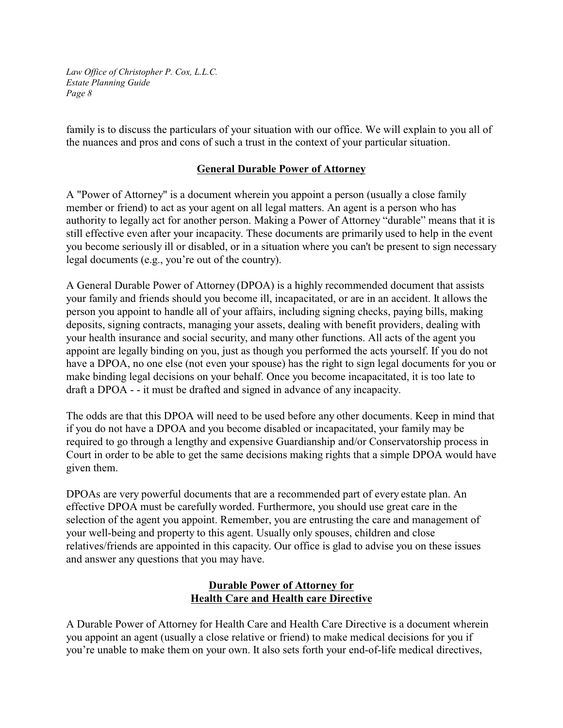family is to discuss the particulars of your situation with our office. We will explain to you all of the nuances and pros and cons of such a trust in the context of your particular situation.

## General Durable Power of Attorney

A "Power of Attorney" is a document wherein you appoint a person (usually a close family member or friend) to act as your agent on all legal matters. An agent is a person who has authority to legally act for another person. Making a Power of Attorney "durable" means that it is still effective even after your incapacity. These documents are primarily used to help in the event you become seriously ill or disabled, or in a situation where you can't be present to sign necessary legal documents (e.g., you're out of the country).

A General Durable Power of Attorney (DPOA) is a highly recommended document that assists your family and friends should you become ill, incapacitated, or are in an accident. It allows the person you appoint to handle all of your affairs, including signing checks, paying bills, making deposits, signing contracts, managing your assets, dealing with benefit providers, dealing with your health insurance and social security, and many other functions. All acts of the agent you appoint are legally binding on you, just as though you performed the acts yourself. If you do not have a DPOA, no one else (not even your spouse) has the right to sign legal documents for you or make binding legal decisions on your behalf. Once you become incapacitated, it is too late to draft a DPOA - - it must be drafted and signed in advance of any incapacity.

The odds are that this DPOA will need to be used before any other documents. Keep in mind that if you do not have a DPOA and you become disabled or incapacitated, your family may be required to go through a lengthy and expensive Guardianship and/or Conservatorship process in Court in order to be able to get the same decisions making rights that a simple DPOA would have given them.

DPOAs are very powerful documents that are a recommended part of every estate plan. An effective DPOA must be carefully worded. Furthermore, you should use great care in the selection of the agent you appoint. Remember, you are entrusting the care and management of your well-being and property to this agent. Usually only spouses, children and close relatives/friends are appointed in this capacity. Our office is glad to advise you on these issues and answer any questions that you may have.

## Durable Power of Attorney for Health Care and Health care Directive

A Durable Power of Attorney for Health Care and Health Care Directive is a document wherein you appoint an agent (usually a close relative or friend) to make medical decisions for you if you're unable to make them on your own. It also sets forth your end-of-life medical directives,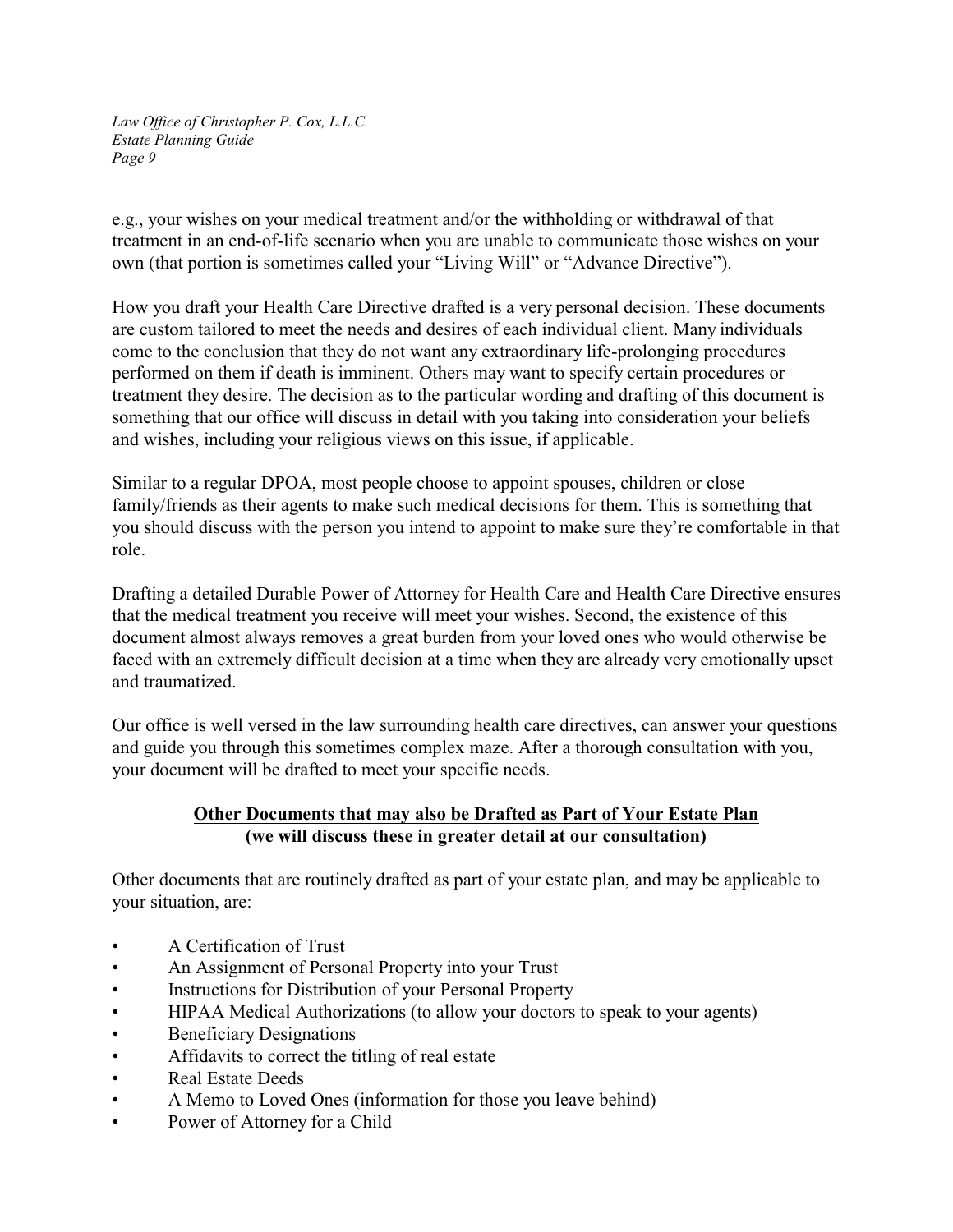e.g., your wishes on your medical treatment and/or the withholding or withdrawal of that treatment in an end-of-life scenario when you are unable to communicate those wishes on your own (that portion is sometimes called your "Living Will" or "Advance Directive").

How you draft your Health Care Directive drafted is a very personal decision. These documents are custom tailored to meet the needs and desires of each individual client. Many individuals come to the conclusion that they do not want any extraordinary life-prolonging procedures performed on them if death is imminent. Others may want to specify certain procedures or treatment they desire. The decision as to the particular wording and drafting of this document is something that our office will discuss in detail with you taking into consideration your beliefs and wishes, including your religious views on this issue, if applicable.

Similar to a regular DPOA, most people choose to appoint spouses, children or close family/friends as their agents to make such medical decisions for them. This is something that you should discuss with the person you intend to appoint to make sure they're comfortable in that role.

Drafting a detailed Durable Power of Attorney for Health Care and Health Care Directive ensures that the medical treatment you receive will meet your wishes. Second, the existence of this document almost always removes a great burden from your loved ones who would otherwise be faced with an extremely difficult decision at a time when they are already very emotionally upset and traumatized.

Our office is well versed in the law surrounding health care directives, can answer your questions and guide you through this sometimes complex maze. After a thorough consultation with you, your document will be drafted to meet your specific needs.

## Other Documents that may also be Drafted as Part of Your Estate Plan

**(we will discuss these in greater detail at our consultation)**

Other documents that are routinely drafted as part of your estate plan, and may be applicable to your situation, are:

- A Certification of Trust
- An Assignment of Personal Property into your Trust
- Instructions for Distribution of your Personal Property
- HIPAA Medical Authorizations (to allow your doctors to speak to your agents)
- Beneficiary Designations
- Affidavits to correct the titling of real estate
- Real Estate Deeds
- A Memo to Loved Ones (information for those you leave behind)
- Power of Attorney for a Child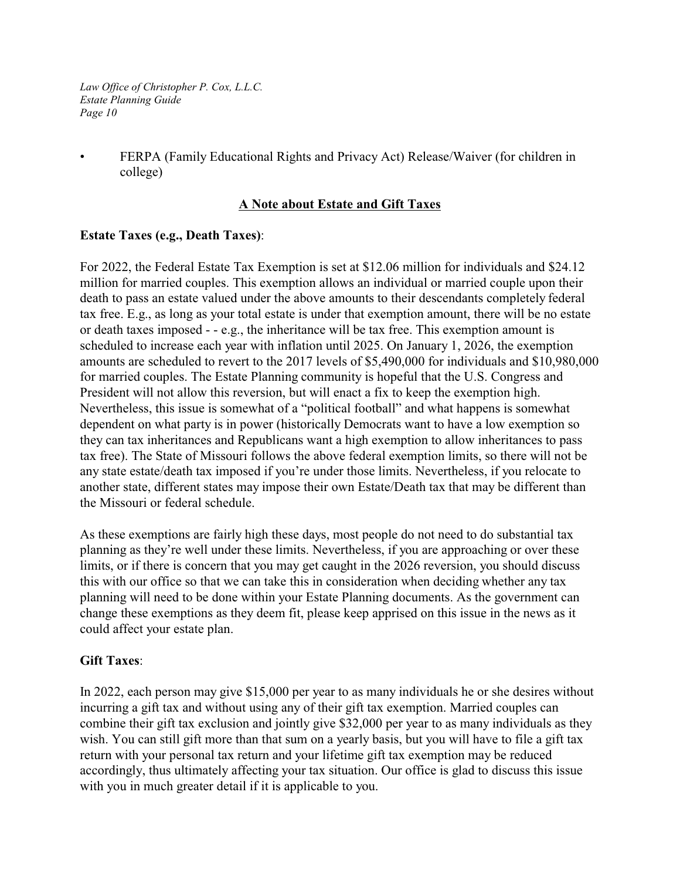- FERPA (Family Educational Rights and Privacy Act) Release/Waiver (for children in college)

## A Note about Estate and Gift Taxes

**Estate Taxes (e.g., Death Taxes)**:

For 2022, the Federal Estate Tax Exemption is set at $12.06 million for individuals and $24.12 million for married couples. This exemption allows an individual or married couple upon their death to pass an estate valued under the above amounts to their descendants completely federal tax free. E.g., as long as your total estate is under that exemption amount, there will be no estate or death taxes imposed - - e.g., the inheritance will be tax free. This exemption amount is scheduled to increase each year with inflation until 2025. On January 1, 2026, the exemption amounts are scheduled to revert to the 2017 levels of $5,490,000 for individuals and $10,980,000 for married couples. The Estate Planning community is hopeful that the U.S. Congress and President will not allow this reversion, but will enact a fix to keep the exemption high. Nevertheless, this issue is somewhat of a "political football" and what happens is somewhat dependent on what party is in power (historically Democrats want to have a low exemption so they can tax inheritances and Republicans want a high exemption to allow inheritances to pass tax free). The State of Missouri follows the above federal exemption limits, so there will not be any state estate/death tax imposed if you're under those limits. Nevertheless, if you relocate to another state, different states may impose their own Estate/Death tax that may be different than the Missouri or federal schedule.

As these exemptions are fairly high these days, most people do not need to do substantial tax planning as they're well under these limits. Nevertheless, if you are approaching or over these limits, or if there is concern that you may get caught in the 2026 reversion, you should discuss this with our office so that we can take this in consideration when deciding whether any tax planning will need to be done within your Estate Planning documents. As the government can change these exemptions as they deem fit, please keep apprised on this issue in the news as it could affect your estate plan.

**Gift Taxes**:

In 2022, each person may give $15,000 per year to as many individuals he or she desires without incurring a gift tax and without using any of their gift tax exemption. Married couples can combine their gift tax exclusion and jointly give $32,000 per year to as many individuals as they wish. You can still gift more than that sum on a yearly basis, but you will have to file a gift tax return with your personal tax return and your lifetime gift tax exemption may be reduced accordingly, thus ultimately affecting your tax situation. Our office is glad to discuss this issue with you in much greater detail if it is applicable to you.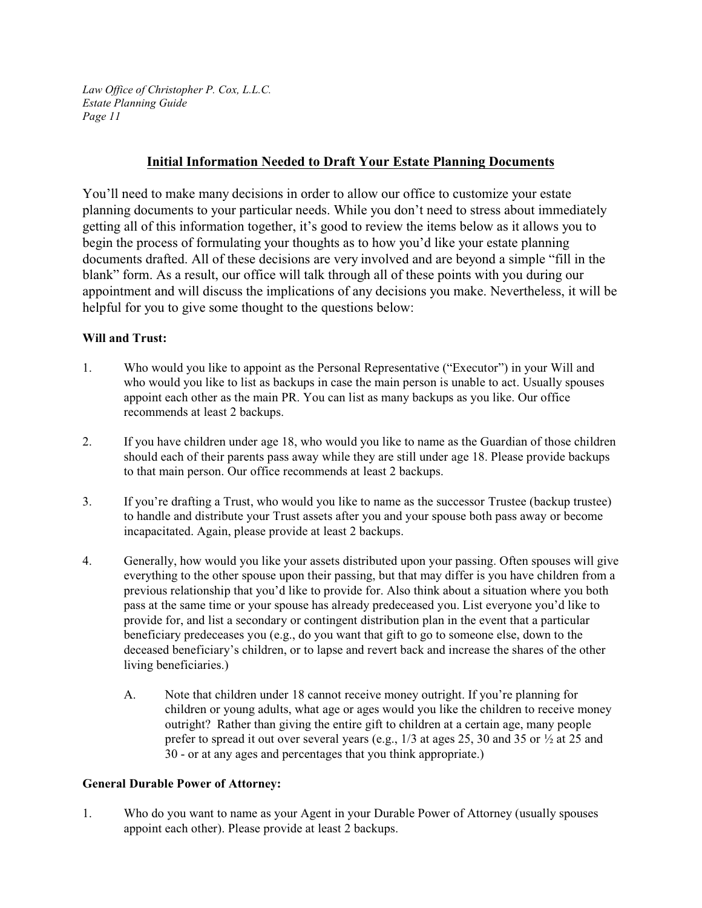## Initial Information Needed to Draft Your Estate Planning Documents

You'll need to make many decisions in order to allow our office to customize your estate planning documents to your particular needs. While you don't need to stress about immediately getting all of this information together, it's good to review the items below as it allows you to begin the process of formulating your thoughts as to how you'd like your estate planning documents drafted. All of these decisions are very involved and are beyond a simple "fill in the blank" form. As a result, our office will talk through all of these points with you during our appointment and will discuss the implications of any decisions you make. Nevertheless, it will be helpful for you to give some thought to the questions below:

**Will and Trust:**

1. Who would you like to appoint as the Personal Representative ("Executor") in your Will and who would you like to list as backups in case the main person is unable to act. Usually spouses appoint each other as the main PR. You can list as many backups as you like. Our office recommends at least 2 backups.

2. If you have children under age 18, who would you like to name as the Guardian of those children should each of their parents pass away while they are still under age 18. Please provide backups to that main person. Our office recommends at least 2 backups.

3. If you're drafting a Trust, who would you like to name as the successor Trustee (backup trustee) to handle and distribute your Trust assets after you and your spouse both pass away or become incapacitated. Again, please provide at least 2 backups.

4. Generally, how would you like your assets distributed upon your passing. Often spouses will give everything to the other spouse upon their passing, but that may differ is you have children from a previous relationship that you'd like to provide for. Also think about a situation where you both pass at the same time or your spouse has already predeceased you. List everyone you'd like to provide for, and list a secondary or contingent distribution plan in the event that a particular beneficiary predeceases you (e.g., do you want that gift to go to someone else, down to the deceased beneficiary's children, or to lapse and revert back and increase the shares of the other living beneficiaries.)

   A. Note that children under 18 cannot receive money outright. If you're planning for children or young adults, what age or ages would you like the children to receive money outright? Rather than giving the entire gift to children at a certain age, many people prefer to spread it out over several years (e.g., 1/3 at ages 25, 30 and 35 or ½ at 25 and 30 - or at any ages and percentages that you think appropriate.)

**General Durable Power of Attorney:**

1. Who do you want to name as your Agent in your Durable Power of Attorney (usually spouses appoint each other). Please provide at least 2 backups.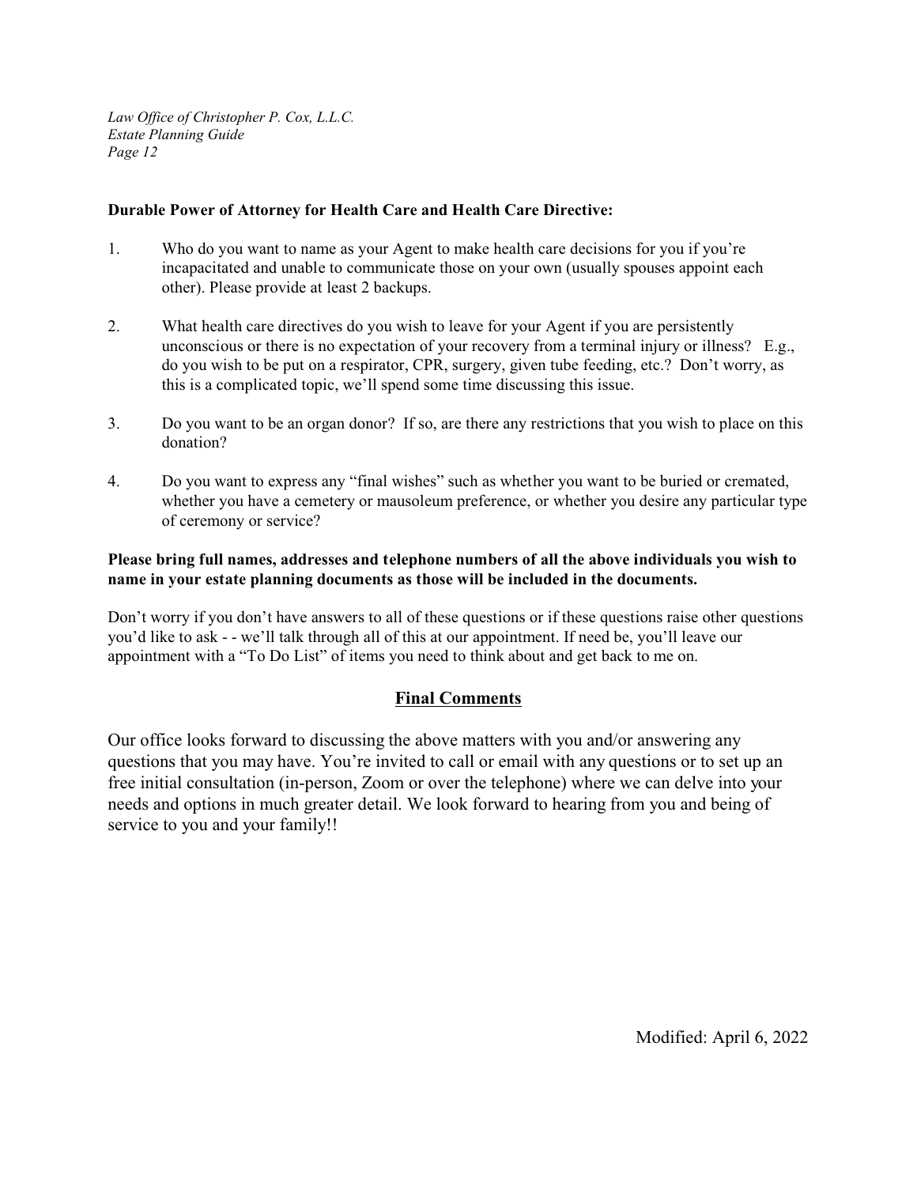**Durable Power of Attorney for Health Care and Health Care Directive:**

1. Who do you want to name as your Agent to make health care decisions for you if you're incapacitated and unable to communicate those on your own (usually spouses appoint each other). Please provide at least 2 backups.

2. What health care directives do you wish to leave for your Agent if you are persistently unconscious or there is no expectation of your recovery from a terminal injury or illness? E.g., do you wish to be put on a respirator, CPR, surgery, given tube feeding, etc.? Don't worry, as this is a complicated topic, we'll spend some time discussing this issue.

3. Do you want to be an organ donor? If so, are there any restrictions that you wish to place on this donation?

4. Do you want to express any "final wishes" such as whether you want to be buried or cremated, whether you have a cemetery or mausoleum preference, or whether you desire any particular type of ceremony or service?

**Please bring full names, addresses and telephone numbers of all the above individuals you wish to name in your estate planning documents as those will be included in the documents.**

Don't worry if you don't have answers to all of these questions or if these questions raise other questions you'd like to ask - - we'll talk through all of this at our appointment. If need be, you'll leave our appointment with a "To Do List" of items you need to think about and get back to me on.

## Final Comments

Our office looks forward to discussing the above matters with you and/or answering any questions that you may have. You're invited to call or email with any questions or to set up an free initial consultation (in-person, Zoom or over the telephone) where we can delve into your needs and options in much greater detail. We look forward to hearing from you and being of service to you and your family!!

Modified: April 6, 2022